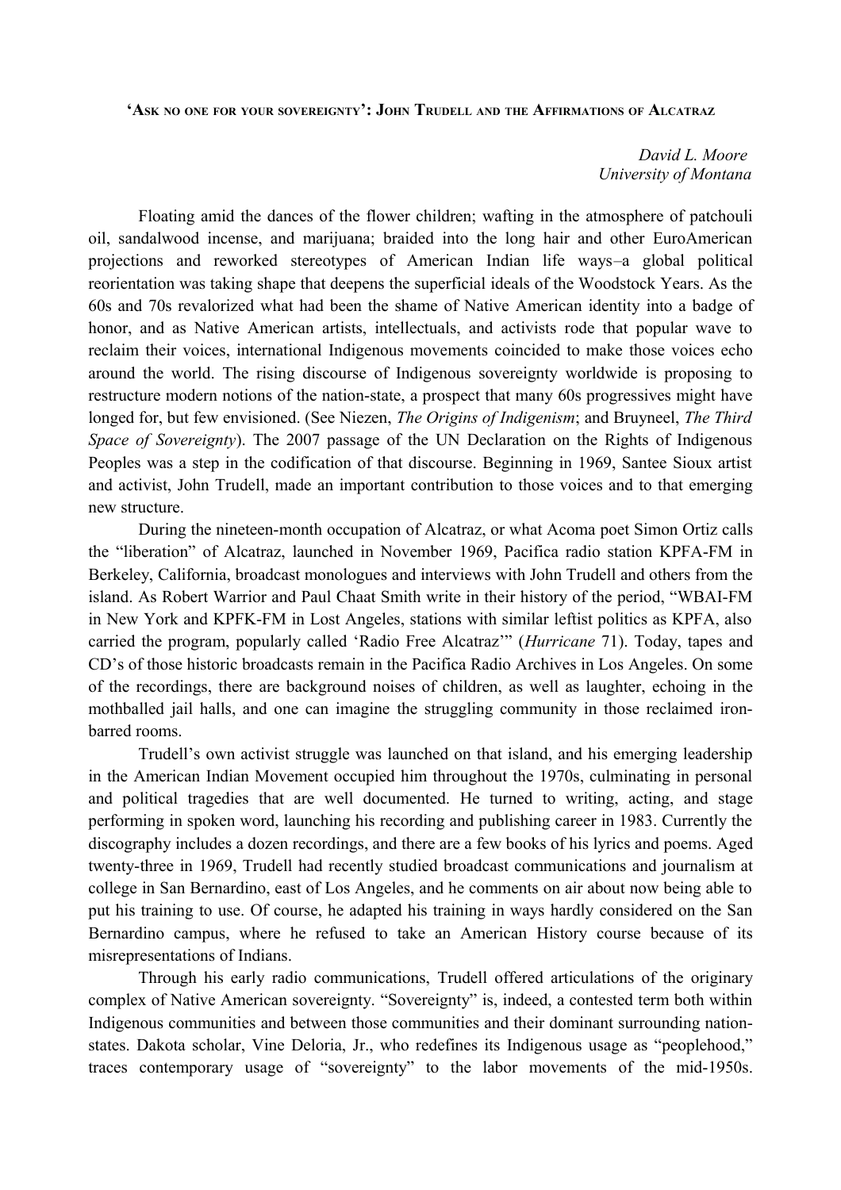# ‘Ask no one for your sovereignty’: John Trudell and the Affirmations of Alcatraz

*David L. Moore*
*University of Montana*

Floating amid the dances of the flower children; wafting in the atmosphere of patchouli oil, sandalwood incense, and marijuana; braided into the long hair and other EuroAmerican projections and reworked stereotypes of American Indian life ways–a global political reorientation was taking shape that deepens the superficial ideals of the Woodstock Years. As the 60s and 70s revalorized what had been the shame of Native American identity into a badge of honor, and as Native American artists, intellectuals, and activists rode that popular wave to reclaim their voices, international Indigenous movements coincided to make those voices echo around the world. The rising discourse of Indigenous sovereignty worldwide is proposing to restructure modern notions of the nation-state, a prospect that many 60s progressives might have longed for, but few envisioned. (See Niezen, *The Origins of Indigenism*; and Bruyneel, *The Third Space of Sovereignty*). The 2007 passage of the UN Declaration on the Rights of Indigenous Peoples was a step in the codification of that discourse. Beginning in 1969, Santee Sioux artist and activist, John Trudell, made an important contribution to those voices and to that emerging new structure.

During the nineteen-month occupation of Alcatraz, or what Acoma poet Simon Ortiz calls the “liberation” of Alcatraz, launched in November 1969, Pacifica radio station KPFA-FM in Berkeley, California, broadcast monologues and interviews with John Trudell and others from the island. As Robert Warrior and Paul Chaat Smith write in their history of the period, “WBAI-FM in New York and KPFK-FM in Lost Angeles, stations with similar leftist politics as KPFA, also carried the program, popularly called ‘Radio Free Alcatraz’” (*Hurricane* 71). Today, tapes and CD’s of those historic broadcasts remain in the Pacifica Radio Archives in Los Angeles. On some of the recordings, there are background noises of children, as well as laughter, echoing in the mothballed jail halls, and one can imagine the struggling community in those reclaimed iron-barred rooms.

Trudell’s own activist struggle was launched on that island, and his emerging leadership in the American Indian Movement occupied him throughout the 1970s, culminating in personal and political tragedies that are well documented. He turned to writing, acting, and stage performing in spoken word, launching his recording and publishing career in 1983. Currently the discography includes a dozen recordings, and there are a few books of his lyrics and poems. Aged twenty-three in 1969, Trudell had recently studied broadcast communications and journalism at college in San Bernardino, east of Los Angeles, and he comments on air about now being able to put his training to use. Of course, he adapted his training in ways hardly considered on the San Bernardino campus, where he refused to take an American History course because of its misrepresentations of Indians.

Through his early radio communications, Trudell offered articulations of the originary complex of Native American sovereignty. “Sovereignty” is, indeed, a contested term both within Indigenous communities and between those communities and their dominant surrounding nation-states. Dakota scholar, Vine Deloria, Jr., who redefines its Indigenous usage as “peoplehood,” traces contemporary usage of “sovereignty” to the labor movements of the mid-1950s.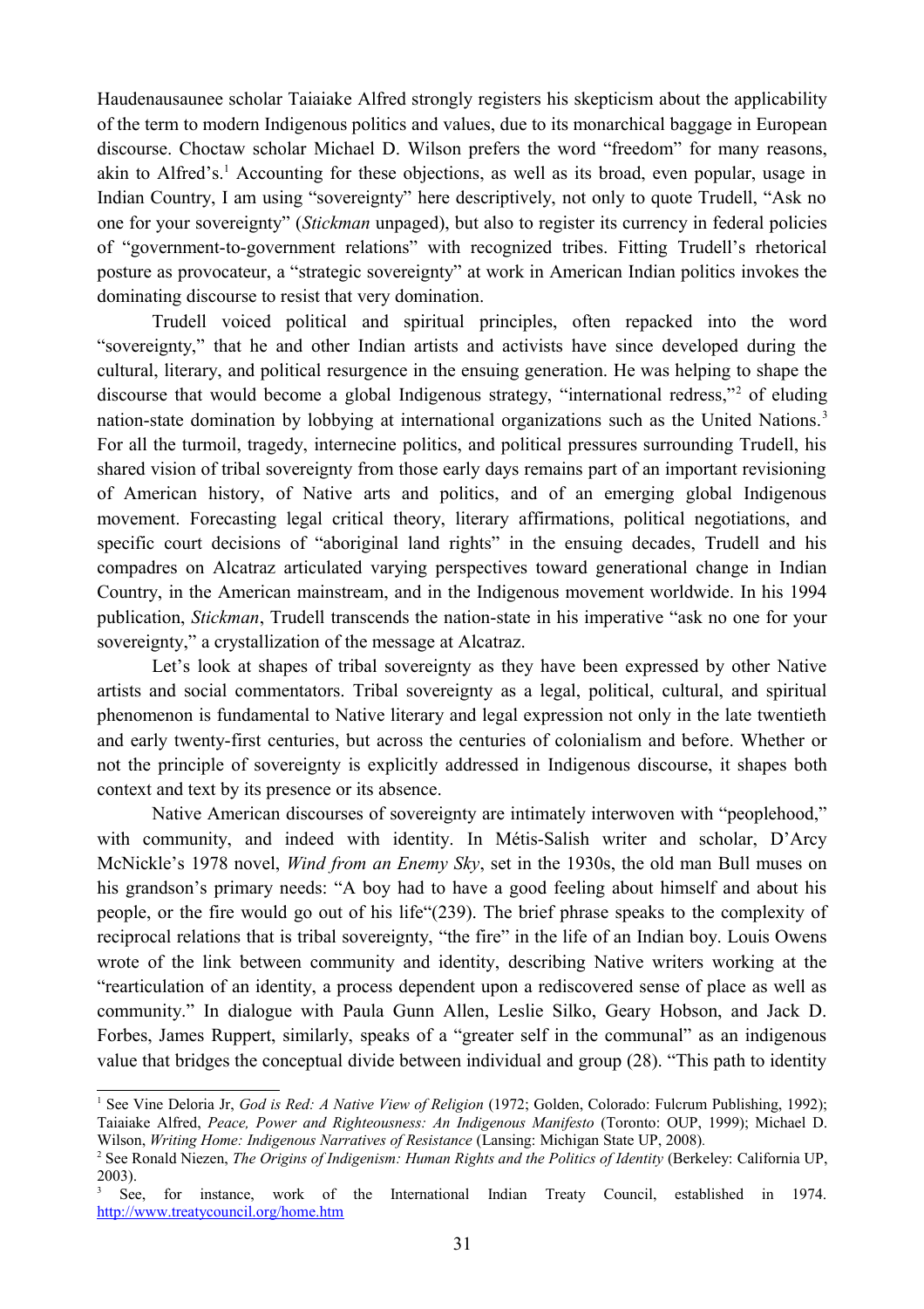Haudenausaunee scholar Taiaiake Alfred strongly registers his skepticism about the applicability of the term to modern Indigenous politics and values, due to its monarchical baggage in European discourse. Choctaw scholar Michael D. Wilson prefers the word "freedom" for many reasons, akin to Alfred's.[1] Accounting for these objections, as well as its broad, even popular, usage in Indian Country, I am using "sovereignty" here descriptively, not only to quote Trudell, "Ask no one for your sovereignty" (*Stickman* unpaged), but also to register its currency in federal policies of "government-to-government relations" with recognized tribes. Fitting Trudell's rhetorical posture as provocateur, a "strategic sovereignty" at work in American Indian politics invokes the dominating discourse to resist that very domination.

Trudell voiced political and spiritual principles, often repacked into the word "sovereignty," that he and other Indian artists and activists have since developed during the cultural, literary, and political resurgence in the ensuing generation. He was helping to shape the discourse that would become a global Indigenous strategy, "international redress,"[2] of eluding nation-state domination by lobbying at international organizations such as the United Nations.[3] For all the turmoil, tragedy, internecine politics, and political pressures surrounding Trudell, his shared vision of tribal sovereignty from those early days remains part of an important revisioning of American history, of Native arts and politics, and of an emerging global Indigenous movement. Forecasting legal critical theory, literary affirmations, political negotiations, and specific court decisions of "aboriginal land rights" in the ensuing decades, Trudell and his compadres on Alcatraz articulated varying perspectives toward generational change in Indian Country, in the American mainstream, and in the Indigenous movement worldwide. In his 1994 publication, *Stickman*, Trudell transcends the nation-state in his imperative "ask no one for your sovereignty," a crystallization of the message at Alcatraz.

Let's look at shapes of tribal sovereignty as they have been expressed by other Native artists and social commentators. Tribal sovereignty as a legal, political, cultural, and spiritual phenomenon is fundamental to Native literary and legal expression not only in the late twentieth and early twenty-first centuries, but across the centuries of colonialism and before. Whether or not the principle of sovereignty is explicitly addressed in Indigenous discourse, it shapes both context and text by its presence or its absence.

Native American discourses of sovereignty are intimately interwoven with "peoplehood," with community, and indeed with identity. In Métis-Salish writer and scholar, D'Arcy McNickle's 1978 novel, *Wind from an Enemy Sky*, set in the 1930s, the old man Bull muses on his grandson's primary needs: "A boy had to have a good feeling about himself and about his people, or the fire would go out of his life"(239). The brief phrase speaks to the complexity of reciprocal relations that is tribal sovereignty, "the fire" in the life of an Indian boy. Louis Owens wrote of the link between community and identity, describing Native writers working at the "rearticulation of an identity, a process dependent upon a rediscovered sense of place as well as community." In dialogue with Paula Gunn Allen, Leslie Silko, Geary Hobson, and Jack D. Forbes, James Ruppert, similarly, speaks of a "greater self in the communal" as an indigenous value that bridges the conceptual divide between individual and group (28). "This path to identity

---

[1] See Vine Deloria Jr, *God is Red: A Native View of Religion* (1972; Golden, Colorado: Fulcrum Publishing, 1992); Taiaiake Alfred, *Peace, Power and Righteousness: An Indigenous Manifesto* (Toronto: OUP, 1999); Michael D. Wilson, *Writing Home: Indigenous Narratives of Resistance* (Lansing: Michigan State UP, 2008).

[2] See Ronald Niezen, *The Origins of Indigenism: Human Rights and the Politics of Identity* (Berkeley: California UP, 2003).

[3] See, for instance, work of the International Indian Treaty Council, established in 1974. http://www.treatycouncil.org/home.htm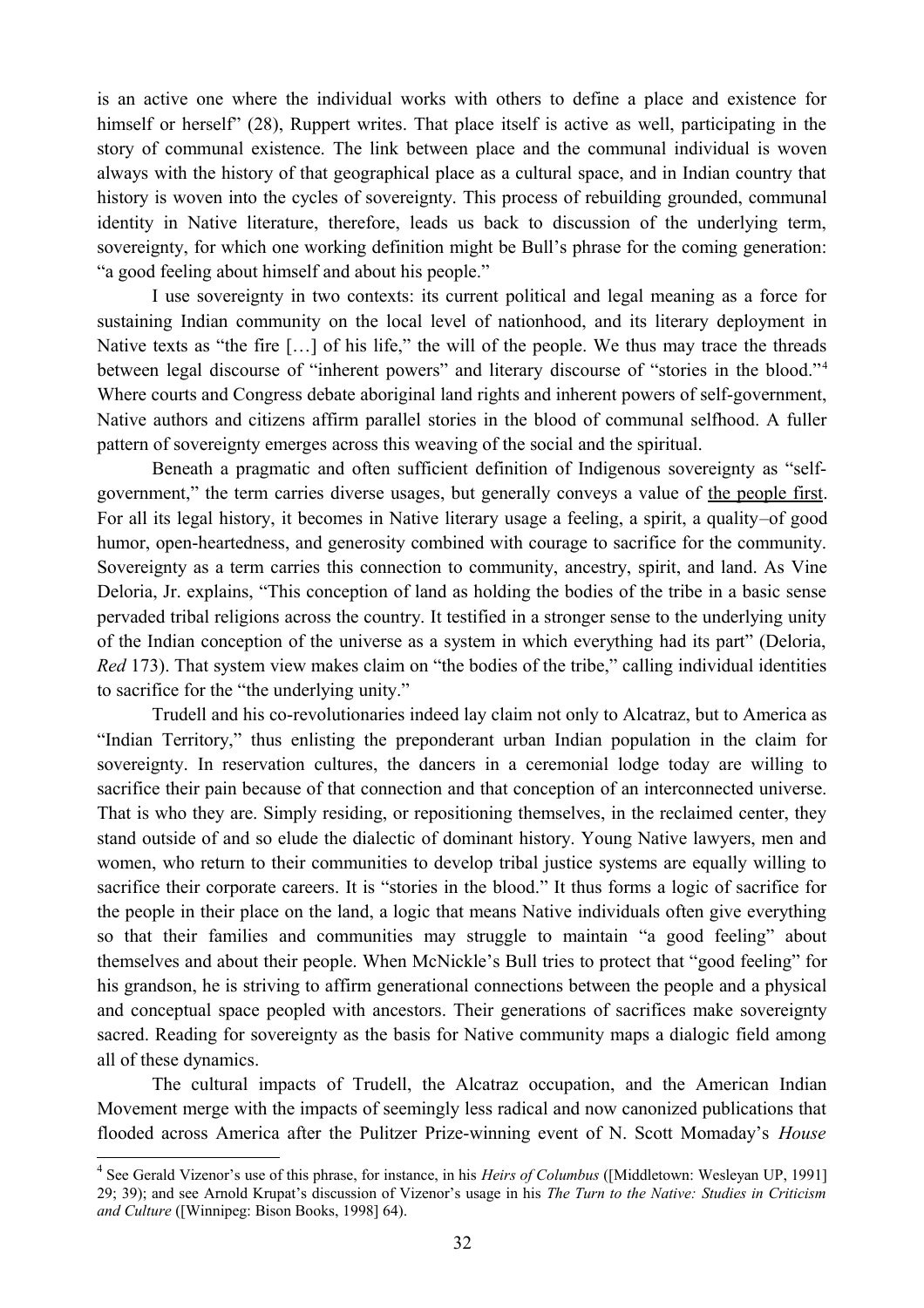is an active one where the individual works with others to define a place and existence for himself or herself" (28), Ruppert writes. That place itself is active as well, participating in the story of communal existence. The link between place and the communal individual is woven always with the history of that geographical place as a cultural space, and in Indian country that history is woven into the cycles of sovereignty. This process of rebuilding grounded, communal identity in Native literature, therefore, leads us back to discussion of the underlying term, sovereignty, for which one working definition might be Bull's phrase for the coming generation: "a good feeling about himself and about his people."

I use sovereignty in two contexts: its current political and legal meaning as a force for sustaining Indian community on the local level of nationhood, and its literary deployment in Native texts as "the fire […] of his life," the will of the people. We thus may trace the threads between legal discourse of "inherent powers" and literary discourse of "stories in the blood."[4] Where courts and Congress debate aboriginal land rights and inherent powers of self-government, Native authors and citizens affirm parallel stories in the blood of communal selfhood. A fuller pattern of sovereignty emerges across this weaving of the social and the spiritual.

Beneath a pragmatic and often sufficient definition of Indigenous sovereignty as "self-government," the term carries diverse usages, but generally conveys a value of <u>the people first</u>. For all its legal history, it becomes in Native literary usage a feeling, a spirit, a quality–of good humor, open-heartedness, and generosity combined with courage to sacrifice for the community. Sovereignty as a term carries this connection to community, ancestry, spirit, and land. As Vine Deloria, Jr. explains, "This conception of land as holding the bodies of the tribe in a basic sense pervaded tribal religions across the country. It testified in a stronger sense to the underlying unity of the Indian conception of the universe as a system in which everything had its part" (Deloria, *Red* 173). That system view makes claim on "the bodies of the tribe," calling individual identities to sacrifice for the "the underlying unity."

Trudell and his co-revolutionaries indeed lay claim not only to Alcatraz, but to America as "Indian Territory," thus enlisting the preponderant urban Indian population in the claim for sovereignty. In reservation cultures, the dancers in a ceremonial lodge today are willing to sacrifice their pain because of that connection and that conception of an interconnected universe. That is who they are. Simply residing, or repositioning themselves, in the reclaimed center, they stand outside of and so elude the dialectic of dominant history. Young Native lawyers, men and women, who return to their communities to develop tribal justice systems are equally willing to sacrifice their corporate careers. It is "stories in the blood." It thus forms a logic of sacrifice for the people in their place on the land, a logic that means Native individuals often give everything so that their families and communities may struggle to maintain "a good feeling" about themselves and about their people. When McNickle's Bull tries to protect that "good feeling" for his grandson, he is striving to affirm generational connections between the people and a physical and conceptual space peopled with ancestors. Their generations of sacrifices make sovereignty sacred. Reading for sovereignty as the basis for Native community maps a dialogic field among all of these dynamics.

The cultural impacts of Trudell, the Alcatraz occupation, and the American Indian Movement merge with the impacts of seemingly less radical and now canonized publications that flooded across America after the Pulitzer Prize-winning event of N. Scott Momaday's *House*

---

[4] See Gerald Vizenor's use of this phrase, for instance, in his *Heirs of Columbus* ([Middletown: Wesleyan UP, 1991] 29; 39); and see Arnold Krupat's discussion of Vizenor's usage in his *The Turn to the Native: Studies in Criticism and Culture* ([Winnipeg: Bison Books, 1998] 64).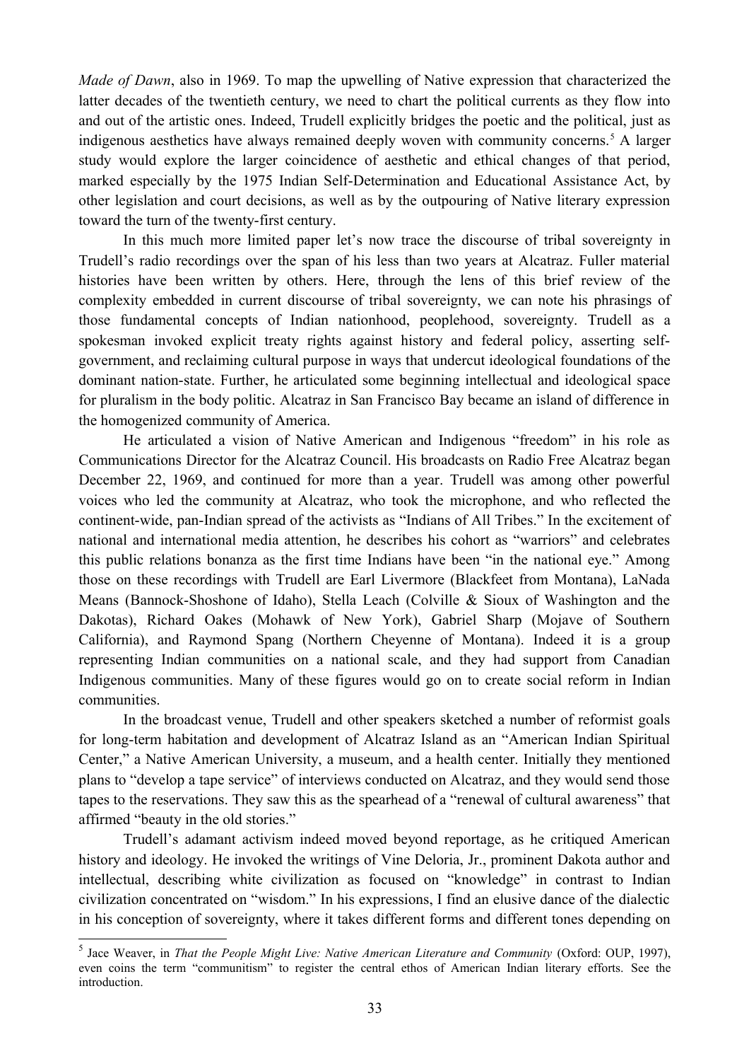*Made of Dawn*, also in 1969. To map the upwelling of Native expression that characterized the latter decades of the twentieth century, we need to chart the political currents as they flow into and out of the artistic ones. Indeed, Trudell explicitly bridges the poetic and the political, just as indigenous aesthetics have always remained deeply woven with community concerns.[5] A larger study would explore the larger coincidence of aesthetic and ethical changes of that period, marked especially by the 1975 Indian Self-Determination and Educational Assistance Act, by other legislation and court decisions, as well as by the outpouring of Native literary expression toward the turn of the twenty-first century.

In this much more limited paper let's now trace the discourse of tribal sovereignty in Trudell's radio recordings over the span of his less than two years at Alcatraz. Fuller material histories have been written by others. Here, through the lens of this brief review of the complexity embedded in current discourse of tribal sovereignty, we can note his phrasings of those fundamental concepts of Indian nationhood, peoplehood, sovereignty. Trudell as a spokesman invoked explicit treaty rights against history and federal policy, asserting self-government, and reclaiming cultural purpose in ways that undercut ideological foundations of the dominant nation-state. Further, he articulated some beginning intellectual and ideological space for pluralism in the body politic. Alcatraz in San Francisco Bay became an island of difference in the homogenized community of America.

He articulated a vision of Native American and Indigenous "freedom" in his role as Communications Director for the Alcatraz Council. His broadcasts on Radio Free Alcatraz began December 22, 1969, and continued for more than a year. Trudell was among other powerful voices who led the community at Alcatraz, who took the microphone, and who reflected the continent-wide, pan-Indian spread of the activists as "Indians of All Tribes." In the excitement of national and international media attention, he describes his cohort as "warriors" and celebrates this public relations bonanza as the first time Indians have been "in the national eye." Among those on these recordings with Trudell are Earl Livermore (Blackfeet from Montana), LaNada Means (Bannock-Shoshone of Idaho), Stella Leach (Colville & Sioux of Washington and the Dakotas), Richard Oakes (Mohawk of New York), Gabriel Sharp (Mojave of Southern California), and Raymond Spang (Northern Cheyenne of Montana). Indeed it is a group representing Indian communities on a national scale, and they had support from Canadian Indigenous communities. Many of these figures would go on to create social reform in Indian communities.

In the broadcast venue, Trudell and other speakers sketched a number of reformist goals for long-term habitation and development of Alcatraz Island as an "American Indian Spiritual Center," a Native American University, a museum, and a health center. Initially they mentioned plans to "develop a tape service" of interviews conducted on Alcatraz, and they would send those tapes to the reservations. They saw this as the spearhead of a "renewal of cultural awareness" that affirmed "beauty in the old stories."

Trudell's adamant activism indeed moved beyond reportage, as he critiqued American history and ideology. He invoked the writings of Vine Deloria, Jr., prominent Dakota author and intellectual, describing white civilization as focused on "knowledge" in contrast to Indian civilization concentrated on "wisdom." In his expressions, I find an elusive dance of the dialectic in his conception of sovereignty, where it takes different forms and different tones depending on

---

[5] Jace Weaver, in *That the People Might Live: Native American Literature and Community* (Oxford: OUP, 1997), even coins the term "communitism" to register the central ethos of American Indian literary efforts. See the introduction.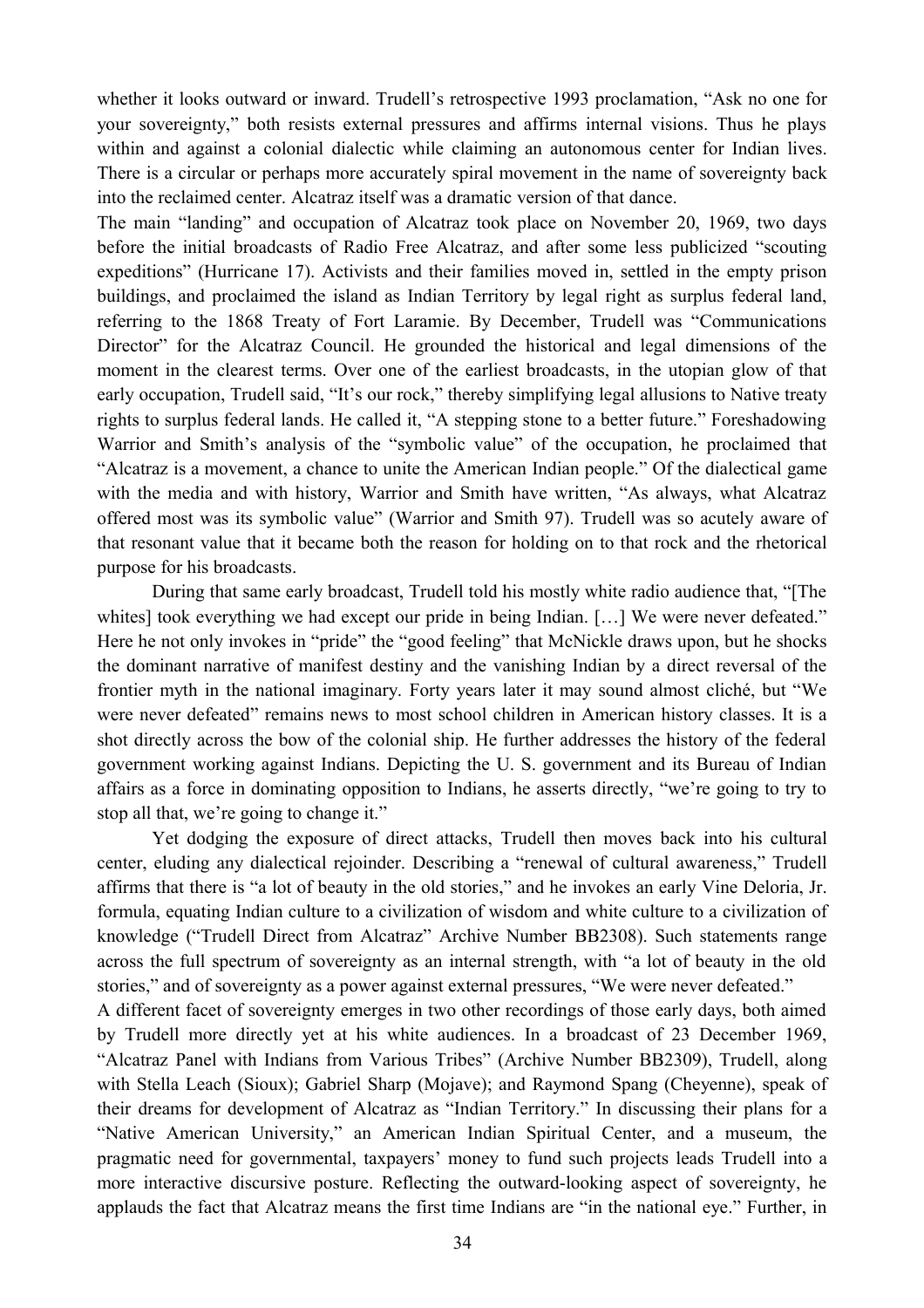whether it looks outward or inward. Trudell's retrospective 1993 proclamation, "Ask no one for your sovereignty," both resists external pressures and affirms internal visions. Thus he plays within and against a colonial dialectic while claiming an autonomous center for Indian lives. There is a circular or perhaps more accurately spiral movement in the name of sovereignty back into the reclaimed center. Alcatraz itself was a dramatic version of that dance.

The main "landing" and occupation of Alcatraz took place on November 20, 1969, two days before the initial broadcasts of Radio Free Alcatraz, and after some less publicized "scouting expeditions" (Hurricane 17). Activists and their families moved in, settled in the empty prison buildings, and proclaimed the island as Indian Territory by legal right as surplus federal land, referring to the 1868 Treaty of Fort Laramie. By December, Trudell was "Communications Director" for the Alcatraz Council. He grounded the historical and legal dimensions of the moment in the clearest terms. Over one of the earliest broadcasts, in the utopian glow of that early occupation, Trudell said, "It's our rock," thereby simplifying legal allusions to Native treaty rights to surplus federal lands. He called it, "A stepping stone to a better future." Foreshadowing Warrior and Smith's analysis of the "symbolic value" of the occupation, he proclaimed that "Alcatraz is a movement, a chance to unite the American Indian people." Of the dialectical game with the media and with history, Warrior and Smith have written, "As always, what Alcatraz offered most was its symbolic value" (Warrior and Smith 97). Trudell was so acutely aware of that resonant value that it became both the reason for holding on to that rock and the rhetorical purpose for his broadcasts.

During that same early broadcast, Trudell told his mostly white radio audience that, "[The whites] took everything we had except our pride in being Indian. […] We were never defeated." Here he not only invokes in "pride" the "good feeling" that McNickle draws upon, but he shocks the dominant narrative of manifest destiny and the vanishing Indian by a direct reversal of the frontier myth in the national imaginary. Forty years later it may sound almost cliché, but "We were never defeated" remains news to most school children in American history classes. It is a shot directly across the bow of the colonial ship. He further addresses the history of the federal government working against Indians. Depicting the U. S. government and its Bureau of Indian affairs as a force in dominating opposition to Indians, he asserts directly, "we're going to try to stop all that, we're going to change it."

Yet dodging the exposure of direct attacks, Trudell then moves back into his cultural center, eluding any dialectical rejoinder. Describing a "renewal of cultural awareness," Trudell affirms that there is "a lot of beauty in the old stories," and he invokes an early Vine Deloria, Jr. formula, equating Indian culture to a civilization of wisdom and white culture to a civilization of knowledge ("Trudell Direct from Alcatraz" Archive Number BB2308). Such statements range across the full spectrum of sovereignty as an internal strength, with "a lot of beauty in the old stories," and of sovereignty as a power against external pressures, "We were never defeated."

A different facet of sovereignty emerges in two other recordings of those early days, both aimed by Trudell more directly yet at his white audiences. In a broadcast of 23 December 1969, "Alcatraz Panel with Indians from Various Tribes" (Archive Number BB2309), Trudell, along with Stella Leach (Sioux); Gabriel Sharp (Mojave); and Raymond Spang (Cheyenne), speak of their dreams for development of Alcatraz as "Indian Territory." In discussing their plans for a "Native American University," an American Indian Spiritual Center, and a museum, the pragmatic need for governmental, taxpayers' money to fund such projects leads Trudell into a more interactive discursive posture. Reflecting the outward-looking aspect of sovereignty, he applauds the fact that Alcatraz means the first time Indians are "in the national eye." Further, in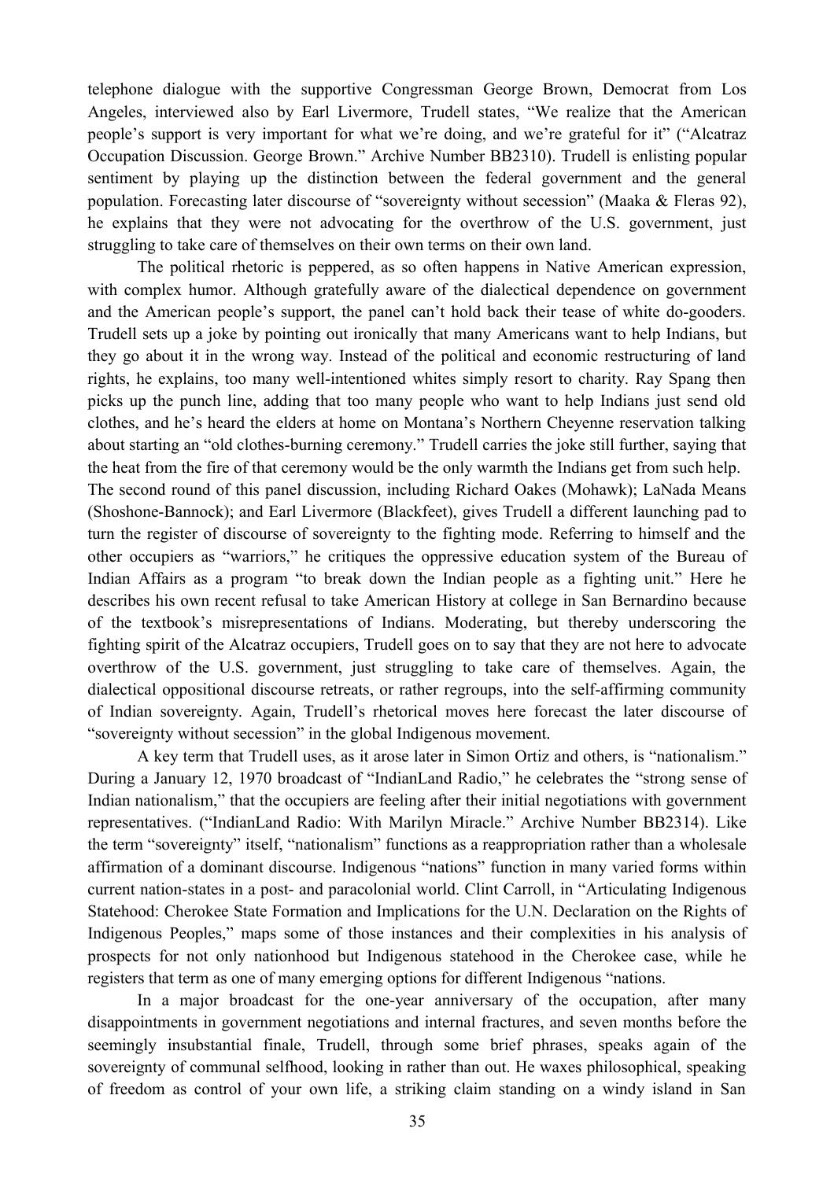telephone dialogue with the supportive Congressman George Brown, Democrat from Los Angeles, interviewed also by Earl Livermore, Trudell states, "We realize that the American people's support is very important for what we're doing, and we're grateful for it" ("Alcatraz Occupation Discussion. George Brown." Archive Number BB2310). Trudell is enlisting popular sentiment by playing up the distinction between the federal government and the general population. Forecasting later discourse of "sovereignty without secession" (Maaka & Fleras 92), he explains that they were not advocating for the overthrow of the U.S. government, just struggling to take care of themselves on their own terms on their own land.

The political rhetoric is peppered, as so often happens in Native American expression, with complex humor. Although gratefully aware of the dialectical dependence on government and the American people's support, the panel can't hold back their tease of white do-gooders. Trudell sets up a joke by pointing out ironically that many Americans want to help Indians, but they go about it in the wrong way. Instead of the political and economic restructuring of land rights, he explains, too many well-intentioned whites simply resort to charity. Ray Spang then picks up the punch line, adding that too many people who want to help Indians just send old clothes, and he's heard the elders at home on Montana's Northern Cheyenne reservation talking about starting an "old clothes-burning ceremony." Trudell carries the joke still further, saying that the heat from the fire of that ceremony would be the only warmth the Indians get from such help.

The second round of this panel discussion, including Richard Oakes (Mohawk); LaNada Means (Shoshone-Bannock); and Earl Livermore (Blackfeet), gives Trudell a different launching pad to turn the register of discourse of sovereignty to the fighting mode. Referring to himself and the other occupiers as "warriors," he critiques the oppressive education system of the Bureau of Indian Affairs as a program "to break down the Indian people as a fighting unit." Here he describes his own recent refusal to take American History at college in San Bernardino because of the textbook's misrepresentations of Indians. Moderating, but thereby underscoring the fighting spirit of the Alcatraz occupiers, Trudell goes on to say that they are not here to advocate overthrow of the U.S. government, just struggling to take care of themselves. Again, the dialectical oppositional discourse retreats, or rather regroups, into the self-affirming community of Indian sovereignty. Again, Trudell's rhetorical moves here forecast the later discourse of "sovereignty without secession" in the global Indigenous movement.

A key term that Trudell uses, as it arose later in Simon Ortiz and others, is "nationalism." During a January 12, 1970 broadcast of "IndianLand Radio," he celebrates the "strong sense of Indian nationalism," that the occupiers are feeling after their initial negotiations with government representatives. ("IndianLand Radio: With Marilyn Miracle." Archive Number BB2314). Like the term "sovereignty" itself, "nationalism" functions as a reappropriation rather than a wholesale affirmation of a dominant discourse. Indigenous "nations" function in many varied forms within current nation-states in a post- and paracolonial world. Clint Carroll, in "Articulating Indigenous Statehood: Cherokee State Formation and Implications for the U.N. Declaration on the Rights of Indigenous Peoples," maps some of those instances and their complexities in his analysis of prospects for not only nationhood but Indigenous statehood in the Cherokee case, while he registers that term as one of many emerging options for different Indigenous "nations.

In a major broadcast for the one-year anniversary of the occupation, after many disappointments in government negotiations and internal fractures, and seven months before the seemingly insubstantial finale, Trudell, through some brief phrases, speaks again of the sovereignty of communal selfhood, looking in rather than out. He waxes philosophical, speaking of freedom as control of your own life, a striking claim standing on a windy island in San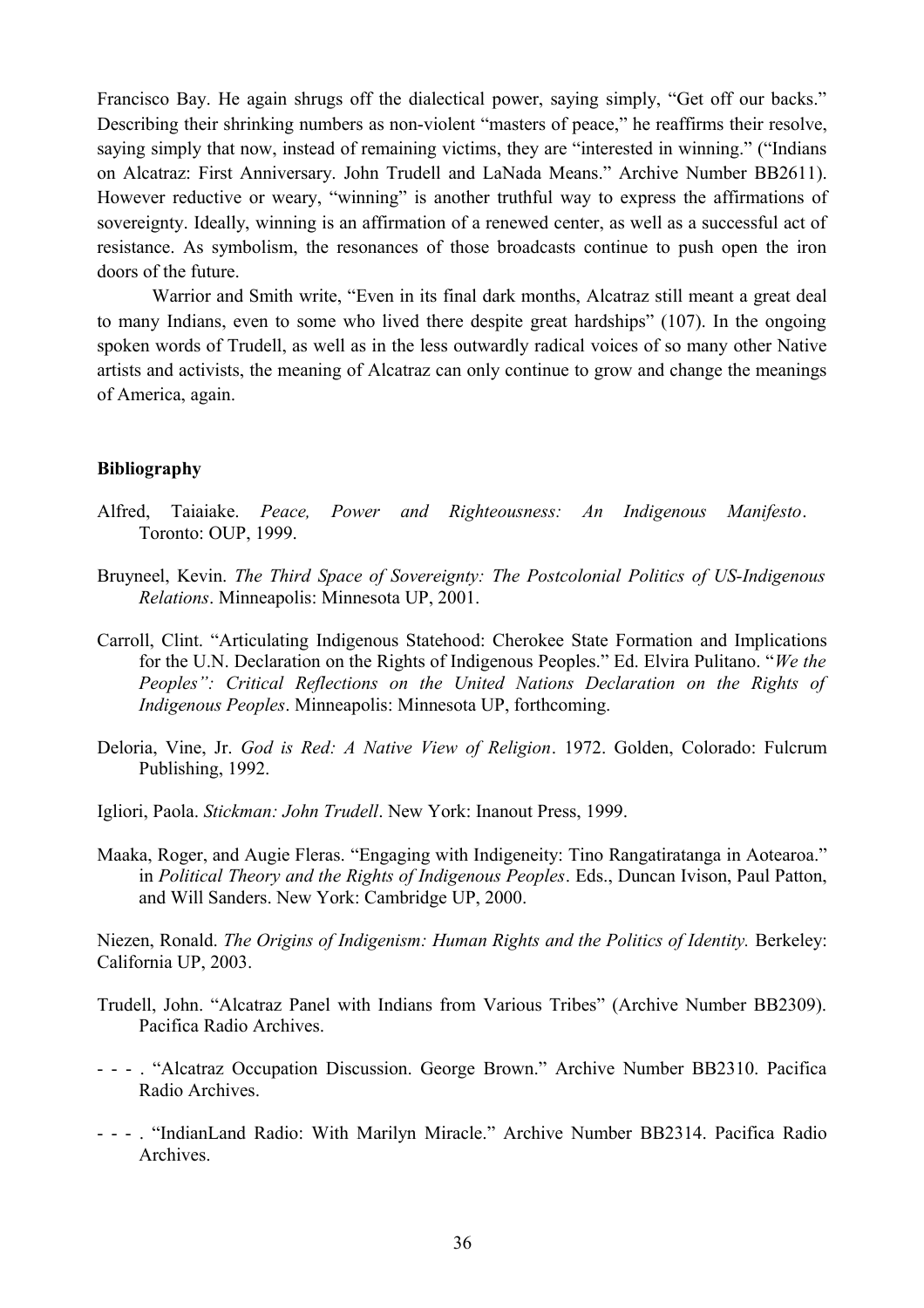Francisco Bay. He again shrugs off the dialectical power, saying simply, "Get off our backs." Describing their shrinking numbers as non-violent "masters of peace," he reaffirms their resolve, saying simply that now, instead of remaining victims, they are "interested in winning." ("Indians on Alcatraz: First Anniversary. John Trudell and LaNada Means." Archive Number BB2611). However reductive or weary, "winning" is another truthful way to express the affirmations of sovereignty. Ideally, winning is an affirmation of a renewed center, as well as a successful act of resistance. As symbolism, the resonances of those broadcasts continue to push open the iron doors of the future.

Warrior and Smith write, "Even in its final dark months, Alcatraz still meant a great deal to many Indians, even to some who lived there despite great hardships" (107). In the ongoing spoken words of Trudell, as well as in the less outwardly radical voices of so many other Native artists and activists, the meaning of Alcatraz can only continue to grow and change the meanings of America, again.

**Bibliography**

Alfred, Taiaiake. *Peace, Power and Righteousness: An Indigenous Manifesto*. Toronto: OUP, 1999.

Bruyneel, Kevin. *The Third Space of Sovereignty: The Postcolonial Politics of US-Indigenous Relations*. Minneapolis: Minnesota UP, 2001.

Carroll, Clint. "Articulating Indigenous Statehood: Cherokee State Formation and Implications for the U.N. Declaration on the Rights of Indigenous Peoples." Ed. Elvira Pulitano. "*We the Peoples": Critical Reflections on the United Nations Declaration on the Rights of Indigenous Peoples*. Minneapolis: Minnesota UP, forthcoming.

Deloria, Vine, Jr. *God is Red: A Native View of Religion*. 1972. Golden, Colorado: Fulcrum Publishing, 1992.

Igliori, Paola. *Stickman: John Trudell*. New York: Inanout Press, 1999.

Maaka, Roger, and Augie Fleras. "Engaging with Indigeneity: Tino Rangatiratanga in Aotearoa." in *Political Theory and the Rights of Indigenous Peoples*. Eds., Duncan Ivison, Paul Patton, and Will Sanders. New York: Cambridge UP, 2000.

Niezen, Ronald. *The Origins of Indigenism: Human Rights and the Politics of Identity.* Berkeley: California UP, 2003.

Trudell, John. "Alcatraz Panel with Indians from Various Tribes" (Archive Number BB2309). Pacifica Radio Archives.

- - - . "Alcatraz Occupation Discussion. George Brown." Archive Number BB2310. Pacifica Radio Archives.

- - - . "IndianLand Radio: With Marilyn Miracle." Archive Number BB2314. Pacifica Radio Archives.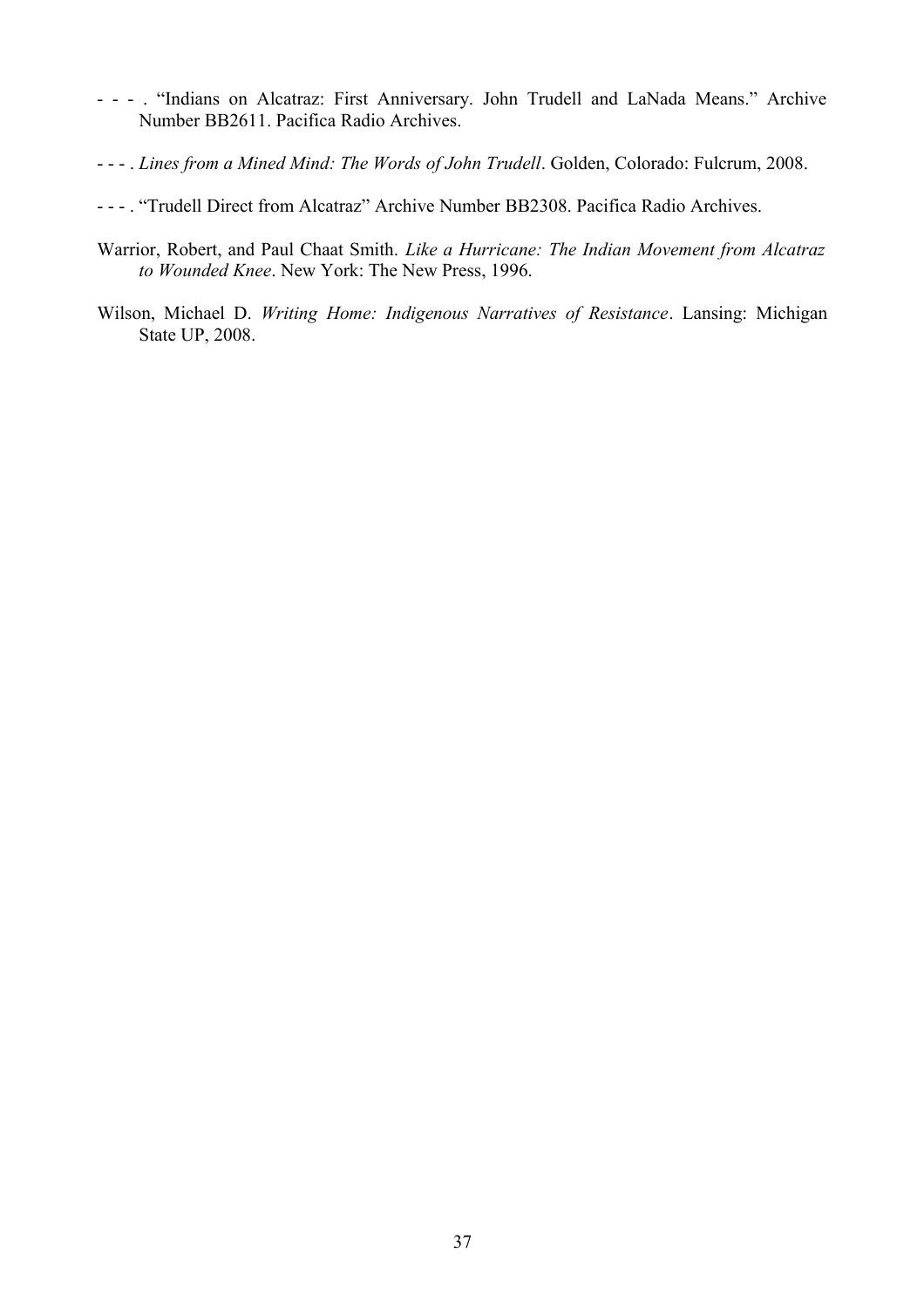- - - . "Indians on Alcatraz: First Anniversary. John Trudell and LaNada Means." Archive Number BB2611. Pacifica Radio Archives.

- - - . *Lines from a Mined Mind: The Words of John Trudell*. Golden, Colorado: Fulcrum, 2008.

- - - . "Trudell Direct from Alcatraz" Archive Number BB2308. Pacifica Radio Archives.

Warrior, Robert, and Paul Chaat Smith. *Like a Hurricane: The Indian Movement from Alcatraz to Wounded Knee*. New York: The New Press, 1996.

Wilson, Michael D. *Writing Home: Indigenous Narratives of Resistance*. Lansing: Michigan State UP, 2008.